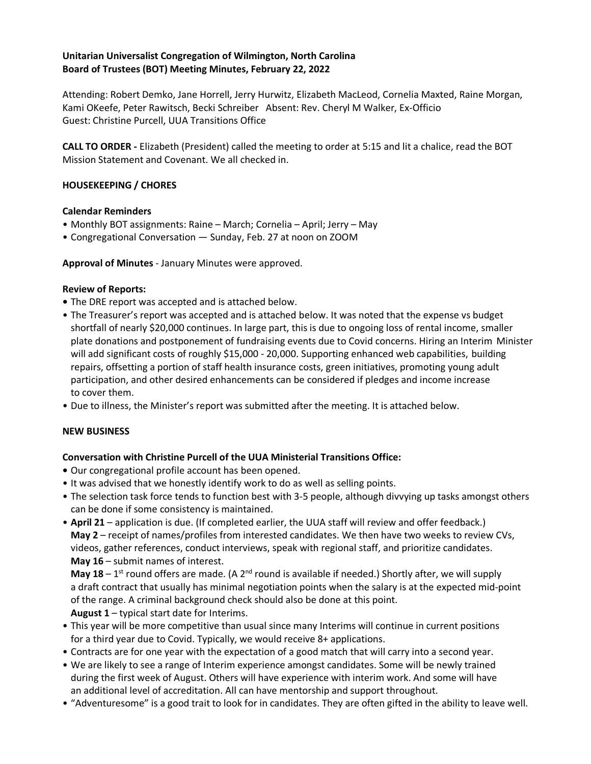**Unitarian Universalist Congregation of Wilmington, North Carolina**
**Board of Trustees (BOT) Meeting Minutes, February 22, 2022**

Attending: Robert Demko, Jane Horrell, Jerry Hurwitz, Elizabeth MacLeod, Cornelia Maxted, Raine Morgan, Kami OKeefe, Peter Rawitsch, Becki Schreiber Absent: Rev. Cheryl M Walker, Ex-Officio
Guest: Christine Purcell, UUA Transitions Office

**CALL TO ORDER -** Elizabeth (President) called the meeting to order at 5:15 and lit a chalice, read the BOT Mission Statement and Covenant. We all checked in.

**HOUSEKEEPING / CHORES**

**Calendar Reminders**

- Monthly BOT assignments: Raine – March; Cornelia – April; Jerry – May
- Congregational Conversation — Sunday, Feb. 27 at noon on ZOOM

**Approval of Minutes** - January Minutes were approved.

**Review of Reports:**

- The DRE report was accepted and is attached below.
- The Treasurer's report was accepted and is attached below. It was noted that the expense vs budget shortfall of nearly $20,000 continues. In large part, this is due to ongoing loss of rental income, smaller plate donations and postponement of fundraising events due to Covid concerns. Hiring an Interim Minister will add significant costs of roughly $15,000 - 20,000. Supporting enhanced web capabilities, building repairs, offsetting a portion of staff health insurance costs, green initiatives, promoting young adult participation, and other desired enhancements can be considered if pledges and income increase to cover them.
- Due to illness, the Minister's report was submitted after the meeting. It is attached below.

**NEW BUSINESS**

**Conversation with Christine Purcell of the UUA Ministerial Transitions Office:**

- Our congregational profile account has been opened.
- It was advised that we honestly identify work to do as well as selling points.
- The selection task force tends to function best with 3-5 people, although divvying up tasks amongst others can be done if some consistency is maintained.
- **April 21** – application is due. (If completed earlier, the UUA staff will review and offer feedback.)
  **May 2** – receipt of names/profiles from interested candidates. We then have two weeks to review CVs, videos, gather references, conduct interviews, speak with regional staff, and prioritize candidates.
  **May 16** – submit names of interest.
  **May 18** – 1st round offers are made. (A 2nd round is available if needed.) Shortly after, we will supply a draft contract that usually has minimal negotiation points when the salary is at the expected mid-point of the range. A criminal background check should also be done at this point.
  **August 1** – typical start date for Interims.
- This year will be more competitive than usual since many Interims will continue in current positions for a third year due to Covid. Typically, we would receive 8+ applications.
- Contracts are for one year with the expectation of a good match that will carry into a second year.
- We are likely to see a range of Interim experience amongst candidates. Some will be newly trained during the first week of August. Others will have experience with interim work. And some will have an additional level of accreditation. All can have mentorship and support throughout.
- "Adventuresome" is a good trait to look for in candidates. They are often gifted in the ability to leave well.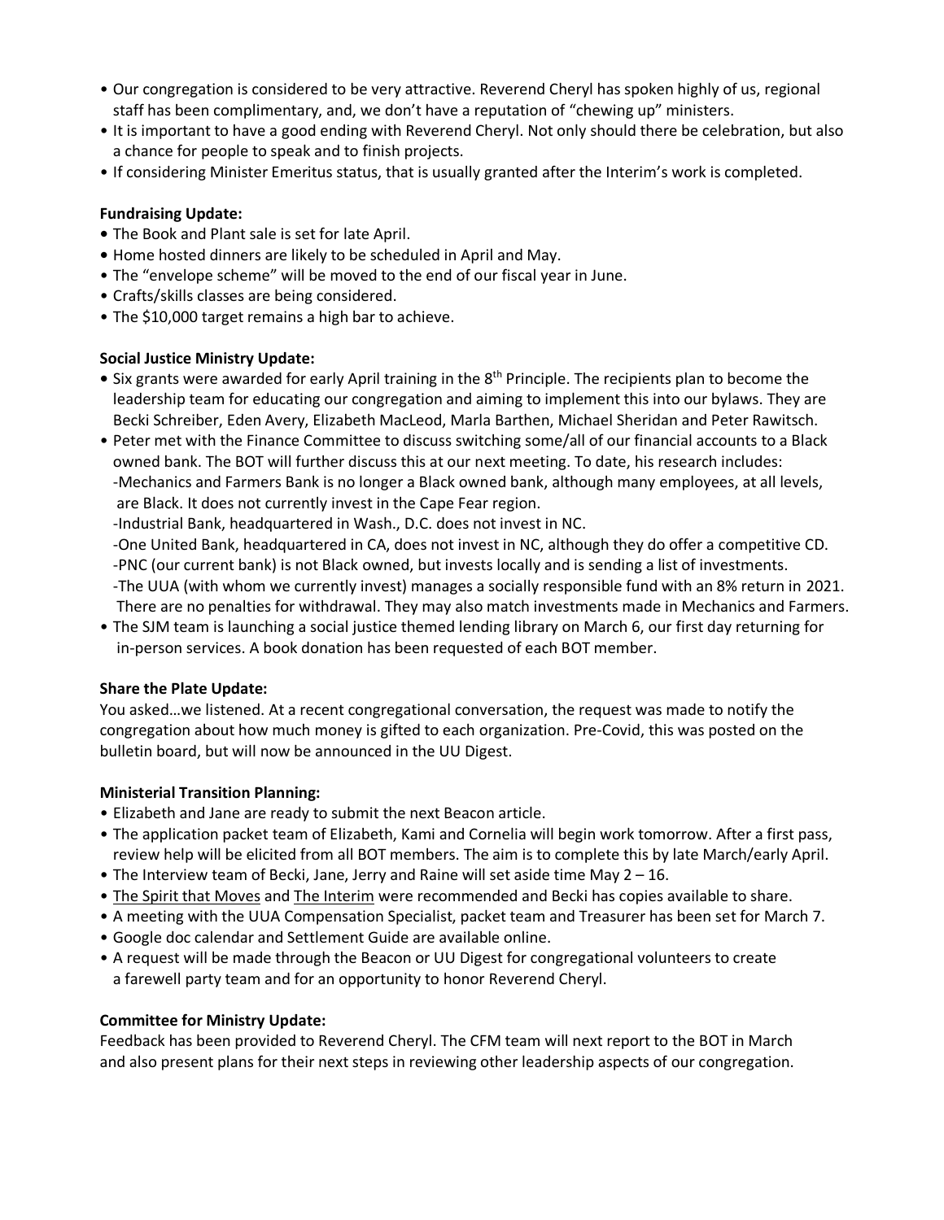- Our congregation is considered to be very attractive. Reverend Cheryl has spoken highly of us, regional staff has been complimentary, and, we don't have a reputation of "chewing up" ministers.
- It is important to have a good ending with Reverend Cheryl. Not only should there be celebration, but also a chance for people to speak and to finish projects.
- If considering Minister Emeritus status, that is usually granted after the Interim's work is completed.

**Fundraising Update:**

- The Book and Plant sale is set for late April.
- Home hosted dinners are likely to be scheduled in April and May.
- The "envelope scheme" will be moved to the end of our fiscal year in June.
- Crafts/skills classes are being considered.
- The $10,000 target remains a high bar to achieve.

**Social Justice Ministry Update:**

- Six grants were awarded for early April training in the 8th Principle. The recipients plan to become the leadership team for educating our congregation and aiming to implement this into our bylaws. They are Becki Schreiber, Eden Avery, Elizabeth MacLeod, Marla Barthen, Michael Sheridan and Peter Rawitsch.
- Peter met with the Finance Committee to discuss switching some/all of our financial accounts to a Black owned bank. The BOT will further discuss this at our next meeting. To date, his research includes:
  - -Mechanics and Farmers Bank is no longer a Black owned bank, although many employees, at all levels, are Black. It does not currently invest in the Cape Fear region.
  - -Industrial Bank, headquartered in Wash., D.C. does not invest in NC.
  - -One United Bank, headquartered in CA, does not invest in NC, although they do offer a competitive CD.
  - -PNC (our current bank) is not Black owned, but invests locally and is sending a list of investments.
  - -The UUA (with whom we currently invest) manages a socially responsible fund with an 8% return in 2021. There are no penalties for withdrawal. They may also match investments made in Mechanics and Farmers.
- The SJM team is launching a social justice themed lending library on March 6, our first day returning for in-person services. A book donation has been requested of each BOT member.

**Share the Plate Update:**

You asked…we listened. At a recent congregational conversation, the request was made to notify the congregation about how much money is gifted to each organization. Pre-Covid, this was posted on the bulletin board, but will now be announced in the UU Digest.

**Ministerial Transition Planning:**

- Elizabeth and Jane are ready to submit the next Beacon article.
- The application packet team of Elizabeth, Kami and Cornelia will begin work tomorrow. After a first pass, review help will be elicited from all BOT members. The aim is to complete this by late March/early April.
- The Interview team of Becki, Jane, Jerry and Raine will set aside time May 2 – 16.
- The Spirit that Moves and The Interim were recommended and Becki has copies available to share.
- A meeting with the UUA Compensation Specialist, packet team and Treasurer has been set for March 7.
- Google doc calendar and Settlement Guide are available online.
- A request will be made through the Beacon or UU Digest for congregational volunteers to create a farewell party team and for an opportunity to honor Reverend Cheryl.

**Committee for Ministry Update:**

Feedback has been provided to Reverend Cheryl. The CFM team will next report to the BOT in March and also present plans for their next steps in reviewing other leadership aspects of our congregation.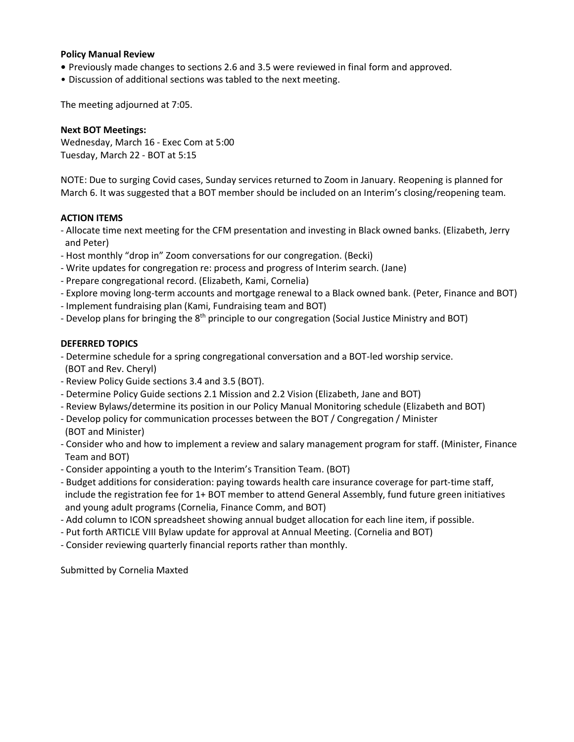**Policy Manual Review**

- Previously made changes to sections 2.6 and 3.5 were reviewed in final form and approved.
- Discussion of additional sections was tabled to the next meeting.

The meeting adjourned at 7:05.

**Next BOT Meetings:**
Wednesday, March 16 - Exec Com at 5:00
Tuesday, March 22 - BOT at 5:15

NOTE: Due to surging Covid cases, Sunday services returned to Zoom in January. Reopening is planned for March 6. It was suggested that a BOT member should be included on an Interim's closing/reopening team.

**ACTION ITEMS**

- Allocate time next meeting for the CFM presentation and investing in Black owned banks. (Elizabeth, Jerry and Peter)
- Host monthly "drop in" Zoom conversations for our congregation. (Becki)
- Write updates for congregation re: process and progress of Interim search. (Jane)
- Prepare congregational record. (Elizabeth, Kami, Cornelia)
- Explore moving long-term accounts and mortgage renewal to a Black owned bank. (Peter, Finance and BOT)
- Implement fundraising plan (Kami, Fundraising team and BOT)
- Develop plans for bringing the 8th principle to our congregation (Social Justice Ministry and BOT)

**DEFERRED TOPICS**

- Determine schedule for a spring congregational conversation and a BOT-led worship service. (BOT and Rev. Cheryl)
- Review Policy Guide sections 3.4 and 3.5 (BOT).
- Determine Policy Guide sections 2.1 Mission and 2.2 Vision (Elizabeth, Jane and BOT)
- Review Bylaws/determine its position in our Policy Manual Monitoring schedule (Elizabeth and BOT)
- Develop policy for communication processes between the BOT / Congregation / Minister (BOT and Minister)
- Consider who and how to implement a review and salary management program for staff. (Minister, Finance Team and BOT)
- Consider appointing a youth to the Interim's Transition Team. (BOT)
- Budget additions for consideration: paying towards health care insurance coverage for part-time staff, include the registration fee for 1+ BOT member to attend General Assembly, fund future green initiatives and young adult programs (Cornelia, Finance Comm, and BOT)
- Add column to ICON spreadsheet showing annual budget allocation for each line item, if possible.
- Put forth ARTICLE VIII Bylaw update for approval at Annual Meeting. (Cornelia and BOT)
- Consider reviewing quarterly financial reports rather than monthly.

Submitted by Cornelia Maxted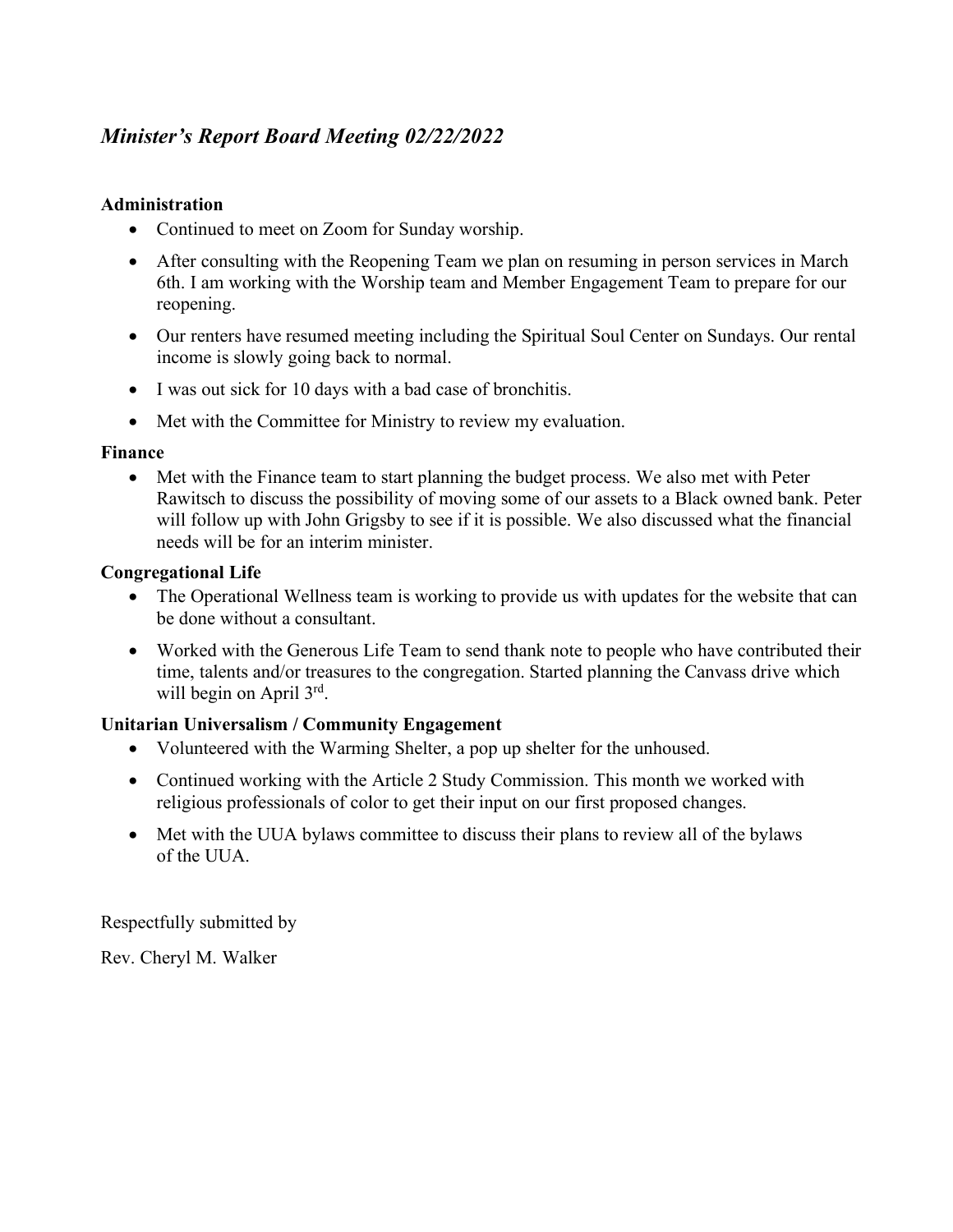## *Minister's Report Board Meeting 02/22/2022*

**Administration**

- Continued to meet on Zoom for Sunday worship.
- After consulting with the Reopening Team we plan on resuming in person services in March 6th. I am working with the Worship team and Member Engagement Team to prepare for our reopening.
- Our renters have resumed meeting including the Spiritual Soul Center on Sundays. Our rental income is slowly going back to normal.
- I was out sick for 10 days with a bad case of bronchitis.
- Met with the Committee for Ministry to review my evaluation.

**Finance**

- Met with the Finance team to start planning the budget process. We also met with Peter Rawitsch to discuss the possibility of moving some of our assets to a Black owned bank. Peter will follow up with John Grigsby to see if it is possible. We also discussed what the financial needs will be for an interim minister.

**Congregational Life**

- The Operational Wellness team is working to provide us with updates for the website that can be done without a consultant.
- Worked with the Generous Life Team to send thank note to people who have contributed their time, talents and/or treasures to the congregation. Started planning the Canvass drive which will begin on April 3rd.

**Unitarian Universalism / Community Engagement**

- Volunteered with the Warming Shelter, a pop up shelter for the unhoused.
- Continued working with the Article 2 Study Commission. This month we worked with religious professionals of color to get their input on our first proposed changes.
- Met with the UUA bylaws committee to discuss their plans to review all of the bylaws of the UUA.

Respectfully submitted by

Rev. Cheryl M. Walker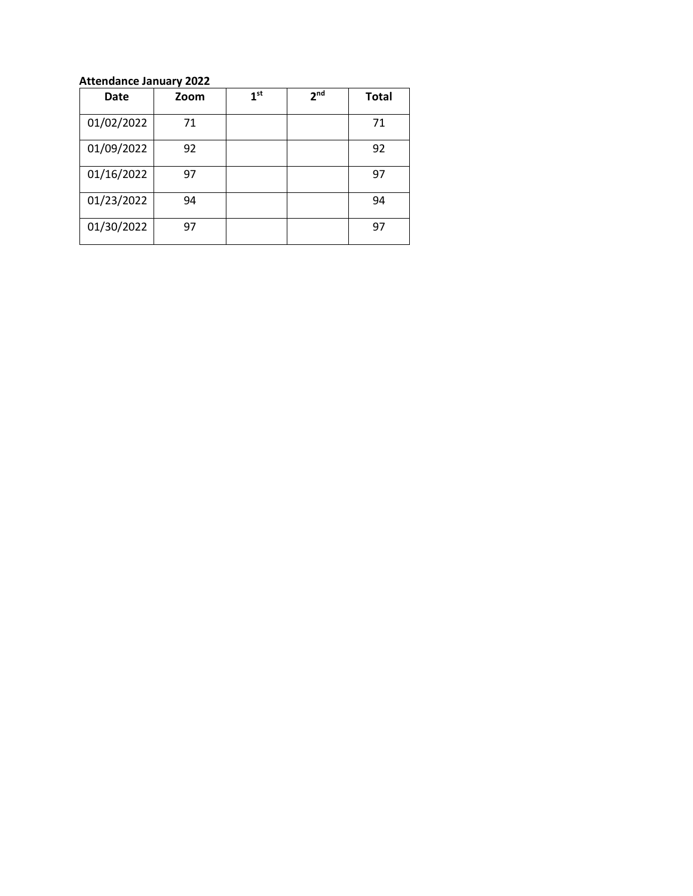**Attendance January 2022**

| Date | Zoom | $1^{st}$ | $2^{nd}$ | Total |
|---|---|---|---|---|
| 01/02/2022 | 71 | | | 71 |
| 01/09/2022 | 92 | | | 92 |
| 01/16/2022 | 97 | | | 97 |
| 01/23/2022 | 94 | | | 94 |
| 01/30/2022 | 97 | | | 97 |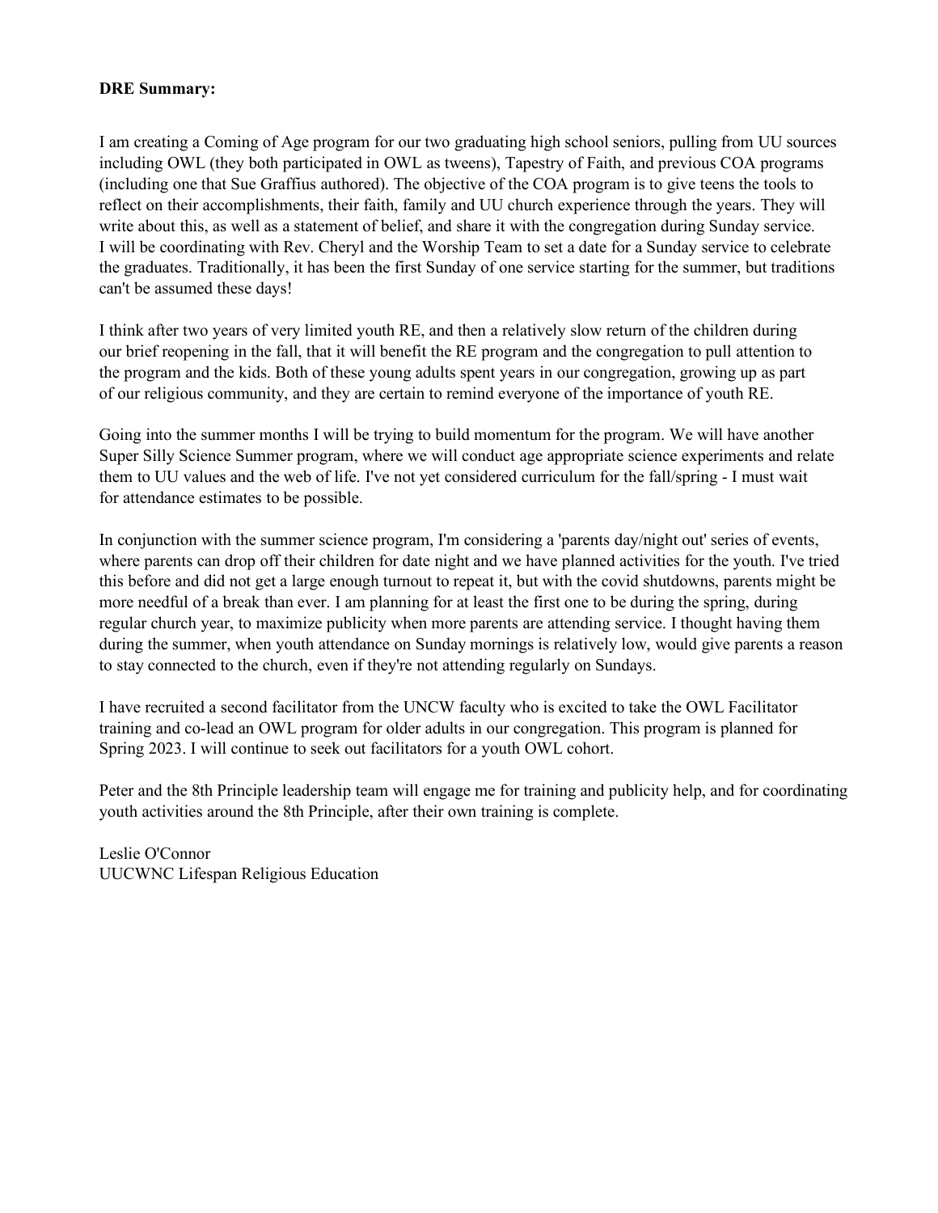**DRE Summary:**

I am creating a Coming of Age program for our two graduating high school seniors, pulling from UU sources including OWL (they both participated in OWL as tweens), Tapestry of Faith, and previous COA programs (including one that Sue Graffius authored). The objective of the COA program is to give teens the tools to reflect on their accomplishments, their faith, family and UU church experience through the years. They will write about this, as well as a statement of belief, and share it with the congregation during Sunday service. I will be coordinating with Rev. Cheryl and the Worship Team to set a date for a Sunday service to celebrate the graduates. Traditionally, it has been the first Sunday of one service starting for the summer, but traditions can't be assumed these days!

I think after two years of very limited youth RE, and then a relatively slow return of the children during our brief reopening in the fall, that it will benefit the RE program and the congregation to pull attention to the program and the kids. Both of these young adults spent years in our congregation, growing up as part of our religious community, and they are certain to remind everyone of the importance of youth RE.

Going into the summer months I will be trying to build momentum for the program. We will have another Super Silly Science Summer program, where we will conduct age appropriate science experiments and relate them to UU values and the web of life. I've not yet considered curriculum for the fall/spring - I must wait for attendance estimates to be possible.

In conjunction with the summer science program, I'm considering a 'parents day/night out' series of events, where parents can drop off their children for date night and we have planned activities for the youth. I've tried this before and did not get a large enough turnout to repeat it, but with the covid shutdowns, parents might be more needful of a break than ever. I am planning for at least the first one to be during the spring, during regular church year, to maximize publicity when more parents are attending service. I thought having them during the summer, when youth attendance on Sunday mornings is relatively low, would give parents a reason to stay connected to the church, even if they're not attending regularly on Sundays.

I have recruited a second facilitator from the UNCW faculty who is excited to take the OWL Facilitator training and co-lead an OWL program for older adults in our congregation. This program is planned for Spring 2023. I will continue to seek out facilitators for a youth OWL cohort.

Peter and the 8th Principle leadership team will engage me for training and publicity help, and for coordinating youth activities around the 8th Principle, after their own training is complete.

Leslie O'Connor
UUCWNC Lifespan Religious Education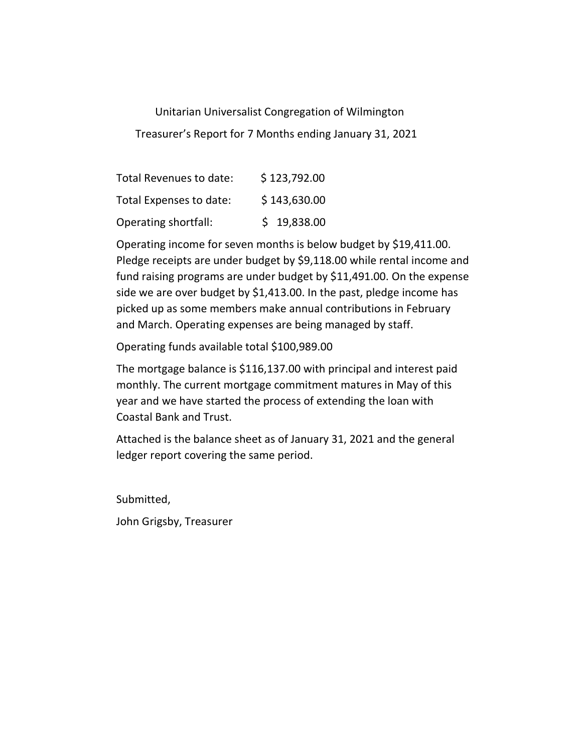# Unitarian Universalist Congregation of Wilmington

## Treasurer's Report for 7 Months ending January 31, 2021

| | |
|---|---|
| Total Revenues to date: | $ 123,792.00 |
| Total Expenses to date: | $ 143,630.00 |
| Operating shortfall: | $ 19,838.00 |

Operating income for seven months is below budget by $19,411.00. Pledge receipts are under budget by $9,118.00 while rental income and fund raising programs are under budget by $11,491.00. On the expense side we are over budget by $1,413.00. In the past, pledge income has picked up as some members make annual contributions in February and March. Operating expenses are being managed by staff.

Operating funds available total $100,989.00

The mortgage balance is $116,137.00 with principal and interest paid monthly. The current mortgage commitment matures in May of this year and we have started the process of extending the loan with Coastal Bank and Trust.

Attached is the balance sheet as of January 31, 2021 and the general ledger report covering the same period.

Submitted,

John Grigsby, Treasurer